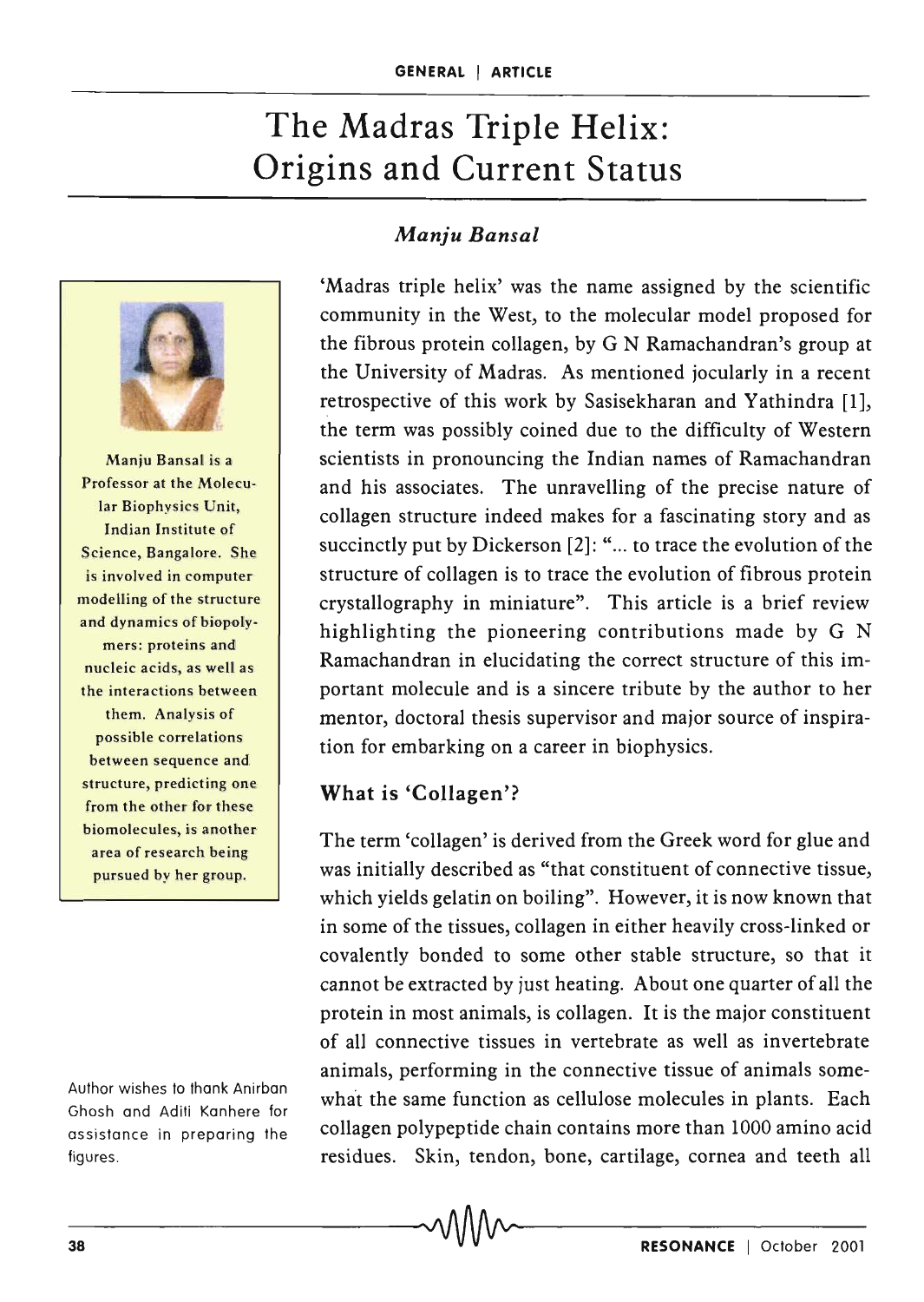# The Madras Triple Helix: Origins and Current Status

*Manju Bansal*

Manju Bansal is a Professor at the Molecular Biophysics Unit, Indian Institute of Science, Bangalore. She is involved in computer modelling of the structure and dynamics of biopolymers: proteins and nucleic acids, as well as the interactions between them. Analysis of possible correlations between sequence and structure, predicting one from the other for these biomolecules, is another area of research being pursued by her group.

Author wishes to thank Anirban Ghosh and Aditi Kanhere for assistance in preparing the figures.

'Madras triple helix' was the name assigned by the scientific community in the West, to the molecular model proposed for the fibrous protein collagen, by G N Ramachandran's group at the University of Madras. As mentioned jocularly in a recent retrospective of this work by Sasisekharan and Yathindra [1], the term was possibly coined due to the difficulty of Western scientists in pronouncing the Indian names of Ramachandran and his associates. The unravelling of the precise nature of collagen structure indeed makes for a fascinating story and as succinctly put by Dickerson [2]: "... to trace the evolution of the structure of collagen is to trace the evolution of fibrous protein crystallography in miniature". This article is a brief review highlighting the pioneering contributions made by G N Ramachandran in elucidating the correct structure of this important molecule and is a sincere tribute by the author to her mentor, doctoral thesis supervisor and major source of inspiration for embarking on a career in biophysics.

## What is 'Collagen'?

The term 'collagen' is derived from the Greek word for glue and was initially described as "that constituent of connective tissue, which yields gelatin on boiling". However, it is now known that in some of the tissues, collagen in either heavily cross-linked or covalently bonded to some other stable structure, so that it cannot be extracted by just heating. About one quarter of all the protein in most animals, is collagen. It is the major constituent of all connective tissues in vertebrate as well as invertebrate animals, performing in the connective tissue of animals somewhat the same function as cellulose molecules in plants. Each collagen polypeptide chain contains more than 1000 amino acid residues. Skin, tendon, bone, cartilage, cornea and teeth all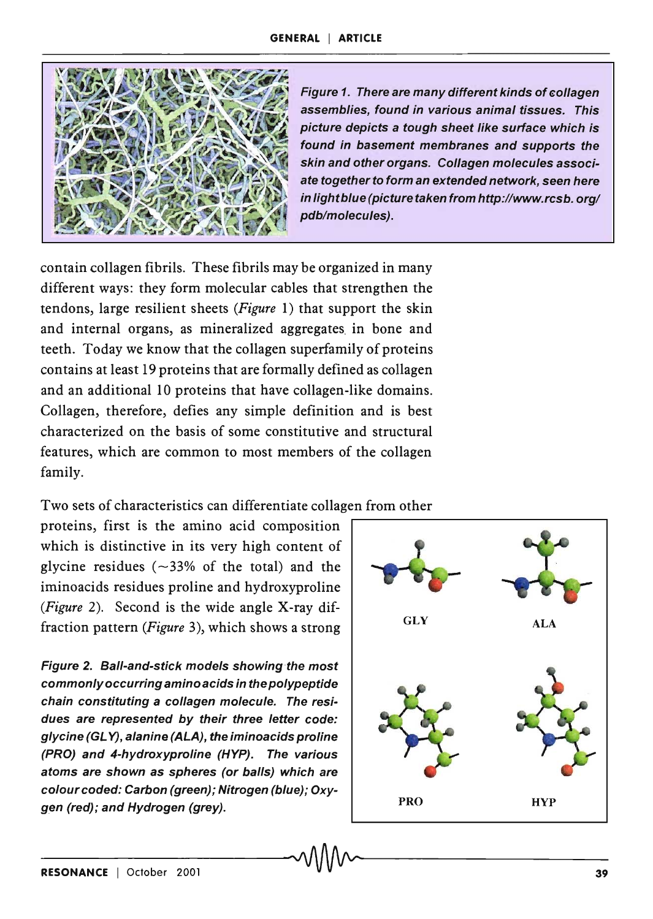Figure 1. There are many different kinds of collagen assemblies, found in various animal tissues. This picture depicts a tough sheet like surface which is found in basement membranes and supports the skin and other organs. Collagen molecules associate together to form an extended network, seen here in light blue (picture taken from http://www.rcsb.org/pdb/molecules).

contain collagen fibrils. These fibrils may be organized in many different ways: they form molecular cables that strengthen the tendons, large resilient sheets (*Figure* 1) that support the skin and internal organs, as mineralized aggregates in bone and teeth. Today we know that the collagen superfamily of proteins contains at least 19 proteins that are formally defined as collagen and an additional 10 proteins that have collagen-like domains. Collagen, therefore, defies any simple definition and is best characterized on the basis of some constitutive and structural features, which are common to most members of the collagen family.

Two sets of characteristics can differentiate collagen from other proteins, first is the amino acid composition which is distinctive in its very high content of glycine residues (~33% of the total) and the iminoacids residues proline and hydroxyproline (*Figure* 2). Second is the wide angle X-ray diffraction pattern (*Figure* 3), which shows a strong

GLY ALA PRO HYP

Figure 2. Ball-and-stick models showing the most commonly occurring amino acids in the polypeptide chain constituting a collagen molecule. The residues are represented by their three letter code: glycine (GLY), alanine (ALA), the iminoacids proline (PRO) and 4-hydroxyproline (HYP). The various atoms are shown as spheres (or balls) which are colour coded: Carbon (green); Nitrogen (blue); Oxygen (red); and Hydrogen (grey).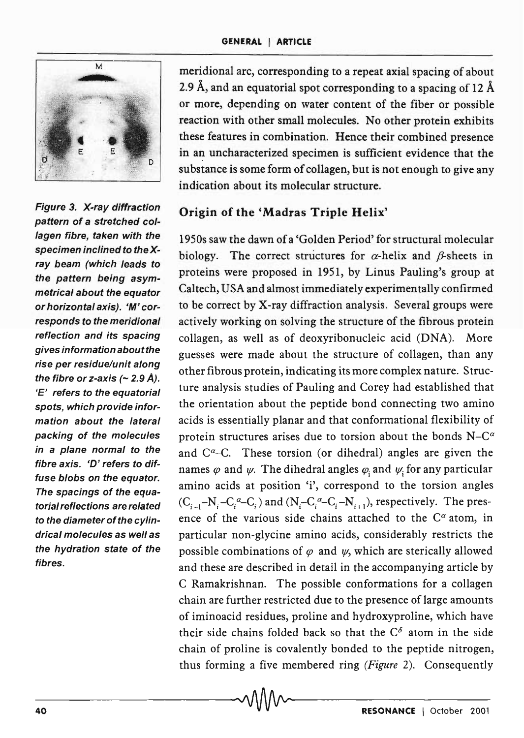*Figure 3. X-ray diffraction pattern of a stretched collagen fibre, taken with the specimen inclined to the X-ray beam (which leads to the pattern being asymmetrical about the equator or horizontal axis). 'M' corresponds to the meridional reflection and its spacing gives information about the rise per residue/unit along the fibre or z-axis (~ 2.9 Å). 'E' refers to the equatorial spots, which provide information about the lateral packing of the molecules in a plane normal to the fibre axis. 'D' refers to diffuse blobs on the equator. The spacings of the equatorial reflections are related to the diameter of the cylindrical molecules as well as the hydration state of the fibres.*

meridional arc, corresponding to a repeat axial spacing of about 2.9 Å, and an equatorial spot corresponding to a spacing of 12 Å or more, depending on water content of the fiber or possible reaction with other small molecules. No other protein exhibits these features in combination. Hence their combined presence in an uncharacterized specimen is sufficient evidence that the substance is some form of collagen, but is not enough to give any indication about its molecular structure.

## Origin of the 'Madras Triple Helix'

1950s saw the dawn of a 'Golden Period' for structural molecular biology. The correct structures for $\alpha$-helix and $\beta$-sheets in proteins were proposed in 1951, by Linus Pauling's group at Caltech, USA and almost immediately experimentally confirmed to be correct by X-ray diffraction analysis. Several groups were actively working on solving the structure of the fibrous protein collagen, as well as of deoxyribonucleic acid (DNA). More guesses were made about the structure of collagen, than any other fibrous protein, indicating its more complex nature. Structure analysis studies of Pauling and Corey had established that the orientation about the peptide bond connecting two amino acids is essentially planar and that conformational flexibility of protein structures arises due to torsion about the bonds N–$C^{\alpha}$ and $C^{\alpha}$–C. These torsion (or dihedral) angles are given the names $\varphi$ and $\psi$. The dihedral angles $\varphi_i$ and $\psi_i$ for any particular amino acids at position 'i', correspond to the torsion angles ($C_{i-1}$–$N_i$–$C_i^{\alpha}$–$C_i$) and ($N_i$–$C_i^{\alpha}$–$C_i$–$N_{i+1}$), respectively. The presence of the various side chains attached to the $C^{\alpha}$ atom, in particular non-glycine amino acids, considerably restricts the possible combinations of $\varphi$ and $\psi$, which are sterically allowed and these are described in detail in the accompanying article by C Ramakrishnan. The possible conformations for a collagen chain are further restricted due to the presence of large amounts of iminoacid residues, proline and hydroxyproline, which have their side chains folded back so that the $C^{\delta}$ atom in the side chain of proline is covalently bonded to the peptide nitrogen, thus forming a five membered ring (*Figure* 2). Consequently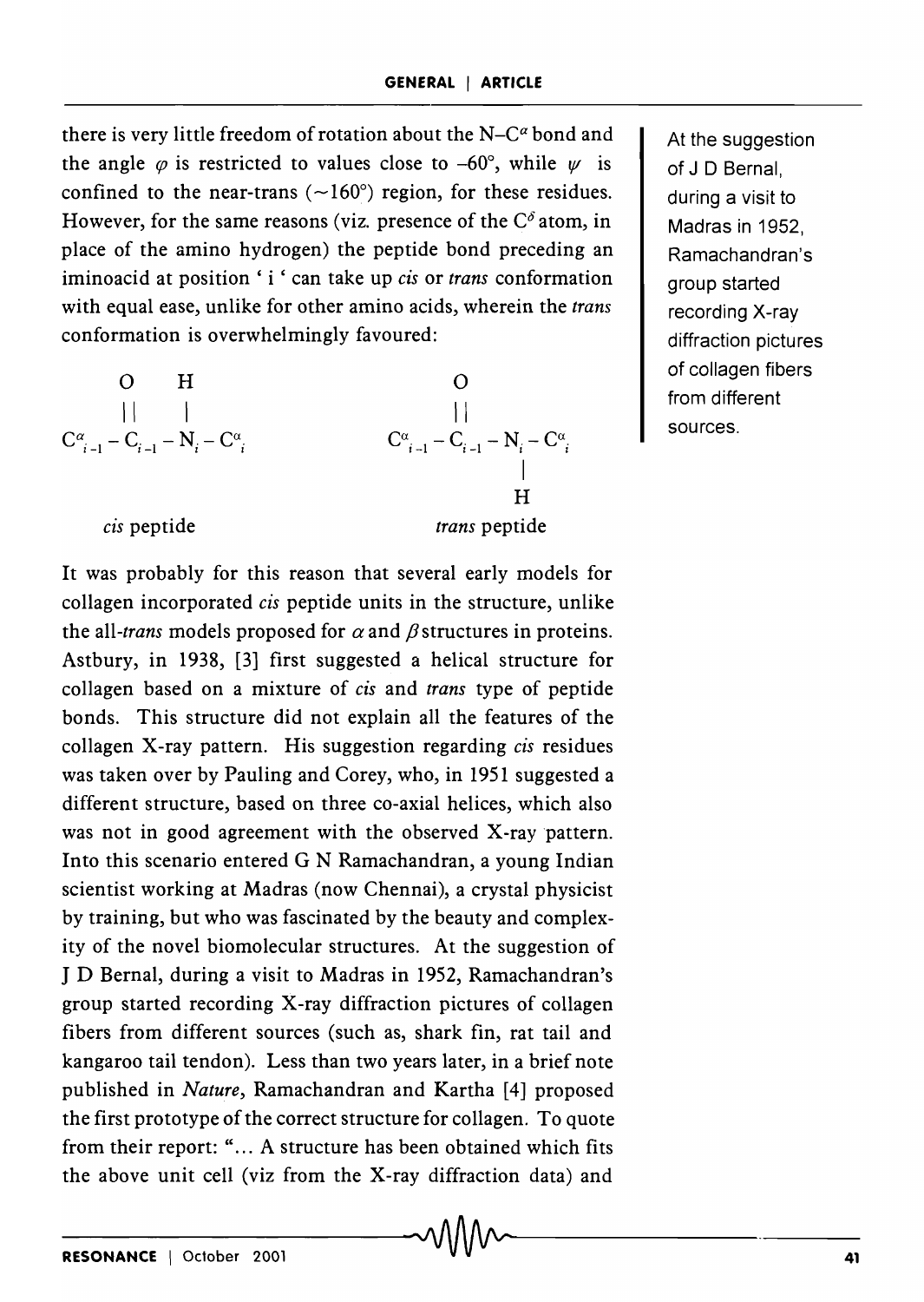there is very little freedom of rotation about the N–$C^\alpha$ bond and the angle $\varphi$ is restricted to values close to –60°, while $\psi$ is confined to the near-trans (~160°) region, for these residues. However, for the same reasons (viz. presence of the $C^\delta$ atom, in place of the amino hydrogen) the peptide bond preceding an iminoacid at position ' i ' can take up *cis* or *trans* conformation with equal ease, unlike for other amino acids, wherein the *trans* conformation is overwhelmingly favoured:

$$\begin{array}{c} \quad\;\; \mathrm{O} \quad\;\; \mathrm{H} \\ \quad\;\; \| \quad\;\;\; | \\ C^{\alpha}_{i-1} - C_{i-1} - N_i - C^{\alpha}_{i} \end{array} \qquad\qquad \begin{array}{c} \quad\;\; \mathrm{O} \\ \quad\;\; \| \\ C^{\alpha}_{i-1} - C_{i-1} - N_i - C^{\alpha}_{i} \\ \qquad\quad\;\; | \\ \qquad\quad\;\; \mathrm{H} \end{array}$$

*cis* peptide &nbsp;&nbsp;&nbsp;&nbsp;&nbsp;&nbsp;&nbsp;&nbsp;&nbsp;&nbsp;&nbsp;&nbsp;&nbsp;&nbsp;&nbsp;&nbsp;&nbsp;&nbsp;&nbsp;&nbsp; *trans* peptide

It was probably for this reason that several early models for collagen incorporated *cis* peptide units in the structure, unlike the all-*trans* models proposed for $\alpha$ and $\beta$ structures in proteins. Astbury, in 1938, [3] first suggested a helical structure for collagen based on a mixture of *cis* and *trans* type of peptide bonds. This structure did not explain all the features of the collagen X-ray pattern. His suggestion regarding *cis* residues was taken over by Pauling and Corey, who, in 1951 suggested a different structure, based on three co-axial helices, which also was not in good agreement with the observed X-ray pattern. Into this scenario entered G N Ramachandran, a young Indian scientist working at Madras (now Chennai), a crystal physicist by training, but who was fascinated by the beauty and complexity of the novel biomolecular structures. At the suggestion of J D Bernal, during a visit to Madras in 1952, Ramachandran's group started recording X-ray diffraction pictures of collagen fibers from different sources (such as, shark fin, rat tail and kangaroo tail tendon). Less than two years later, in a brief note published in *Nature*, Ramachandran and Kartha [4] proposed the first prototype of the correct structure for collagen. To quote from their report: "... A structure has been obtained which fits the above unit cell (viz from the X-ray diffraction data) and

At the suggestion of J D Bernal, during a visit to Madras in 1952, Ramachandran's group started recording X-ray diffraction pictures of collagen fibers from different sources.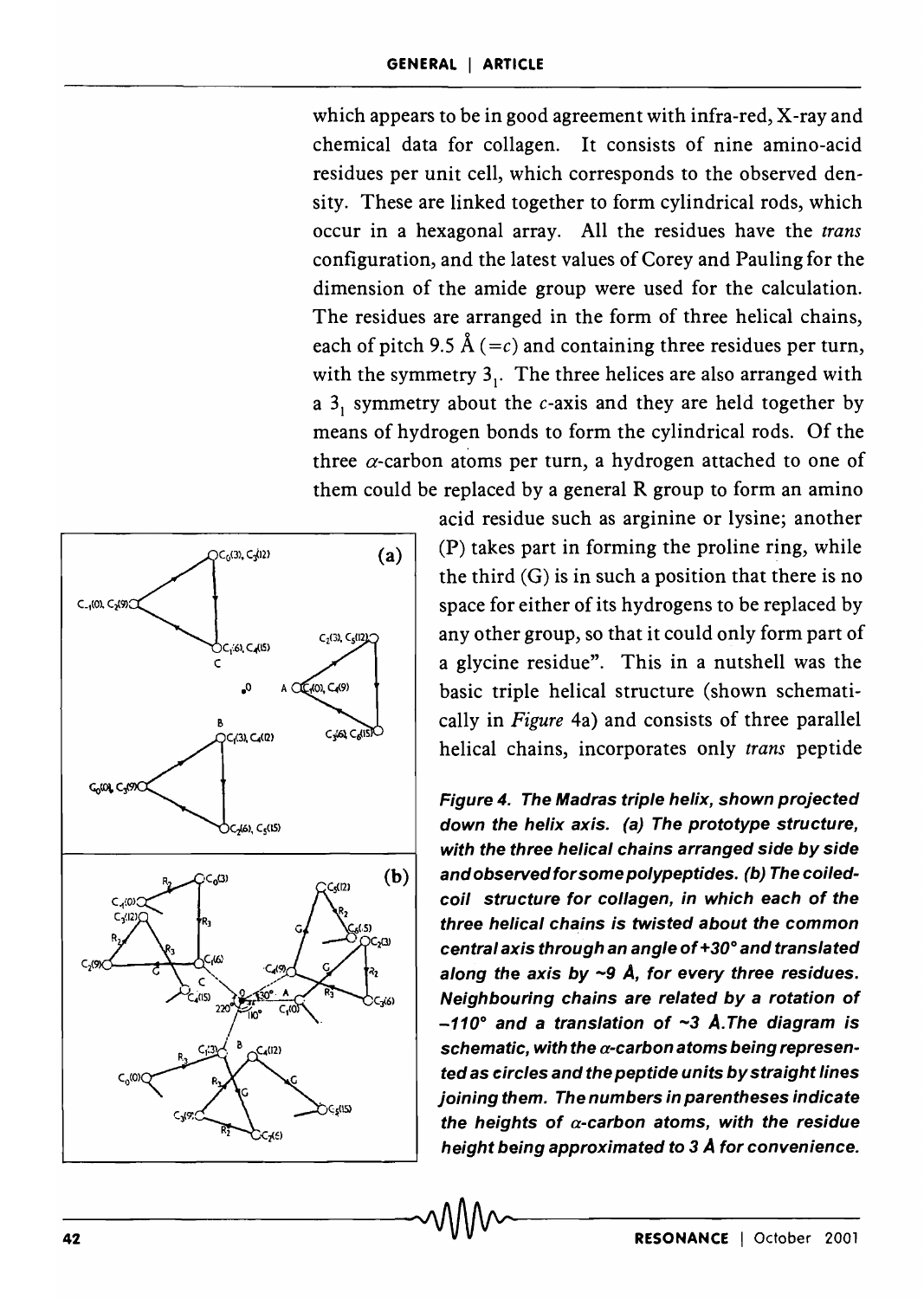which appears to be in good agreement with infra-red, X-ray and chemical data for collagen. It consists of nine amino-acid residues per unit cell, which corresponds to the observed density. These are linked together to form cylindrical rods, which occur in a hexagonal array. All the residues have the *trans* configuration, and the latest values of Corey and Pauling for the dimension of the amide group were used for the calculation. The residues are arranged in the form of three helical chains, each of pitch 9.5 Å ($=c$) and containing three residues per turn, with the symmetry $3_1$. The three helices are also arranged with a $3_1$ symmetry about the $c$-axis and they are held together by means of hydrogen bonds to form the cylindrical rods. Of the three $\alpha$-carbon atoms per turn, a hydrogen attached to one of them could be replaced by a general R group to form an amino acid residue such as arginine or lysine; another (P) takes part in forming the proline ring, while the third (G) is in such a position that there is no space for either of its hydrogens to be replaced by any other group, so that it could only form part of a glycine residue". This in a nutshell was the basic triple helical structure (shown schematically in *Figure* 4a) and consists of three parallel helical chains, incorporates only *trans* peptide

**Figure 4. The Madras triple helix, shown projected down the helix axis. (a) The prototype structure, with the three helical chains arranged side by side and observed for some polypeptides. (b) The coiled-coil structure for collagen, in which each of the three helical chains is twisted about the common central axis through an angle of +30° and translated along the axis by ~9 Å, for every three residues. Neighbouring chains are related by a rotation of –110° and a translation of ~3 Å. The diagram is schematic, with the $\alpha$-carbon atoms being represented as circles and the peptide units by straight lines joining them. The numbers in parentheses indicate the heights of $\alpha$-carbon atoms, with the residue height being approximated to 3 Å for convenience.**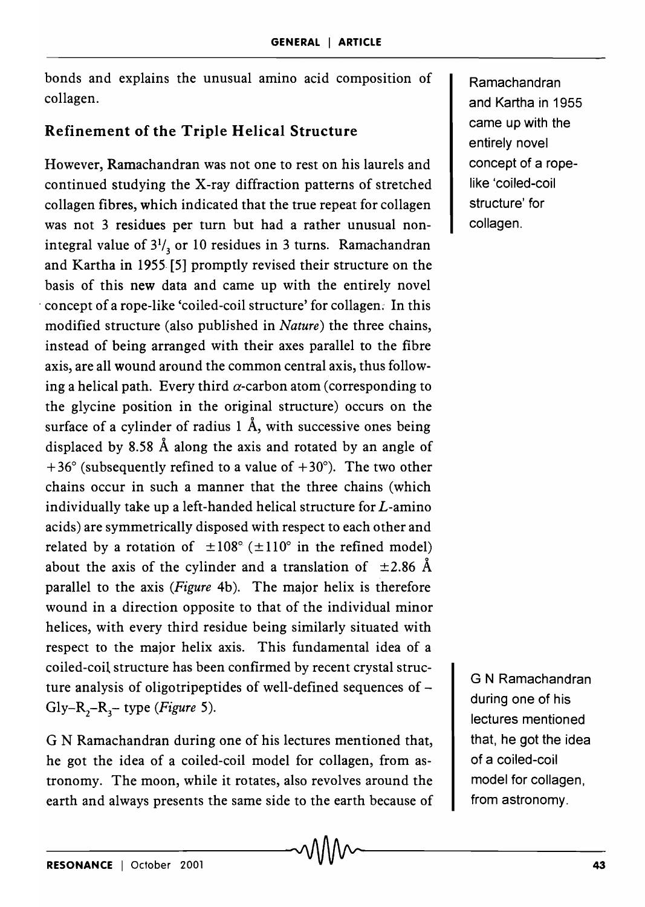bonds and explains the unusual amino acid composition of collagen.

## Refinement of the Triple Helical Structure

However, Ramachandran was not one to rest on his laurels and continued studying the X-ray diffraction patterns of stretched collagen fibres, which indicated that the true repeat for collagen was not 3 residues per turn but had a rather unusual non-integral value of $3^1/_3$ or 10 residues in 3 turns. Ramachandran and Kartha in 1955 [5] promptly revised their structure on the basis of this new data and came up with the entirely novel concept of a rope-like 'coiled-coil structure' for collagen. In this modified structure (also published in *Nature*) the three chains, instead of being arranged with their axes parallel to the fibre axis, are all wound around the common central axis, thus following a helical path. Every third $\alpha$-carbon atom (corresponding to the glycine position in the original structure) occurs on the surface of a cylinder of radius 1 Å, with successive ones being displaced by 8.58 Å along the axis and rotated by an angle of $+36°$ (subsequently refined to a value of $+30°$). The two other chains occur in such a manner that the three chains (which individually take up a left-handed helical structure for $L$-amino acids) are symmetrically disposed with respect to each other and related by a rotation of $\pm 108°$ ($\pm 110°$ in the refined model) about the axis of the cylinder and a translation of $\pm 2.86$ Å parallel to the axis (*Figure* 4b). The major helix is therefore wound in a direction opposite to that of the individual minor helices, with every third residue being similarly situated with respect to the major helix axis. This fundamental idea of a coiled-coil structure has been confirmed by recent crystal structure analysis of oligotripeptides of well-defined sequences of $-\text{Gly}-\text{R}_2-\text{R}_3-$ type (*Figure* 5).

G N Ramachandran during one of his lectures mentioned that, he got the idea of a coiled-coil model for collagen, from astronomy. The moon, while it rotates, also revolves around the earth and always presents the same side to the earth because of

Ramachandran and Kartha in 1955 came up with the entirely novel concept of a rope-like 'coiled-coil structure' for collagen.

G N Ramachandran during one of his lectures mentioned that, he got the idea of a coiled-coil model for collagen, from astronomy.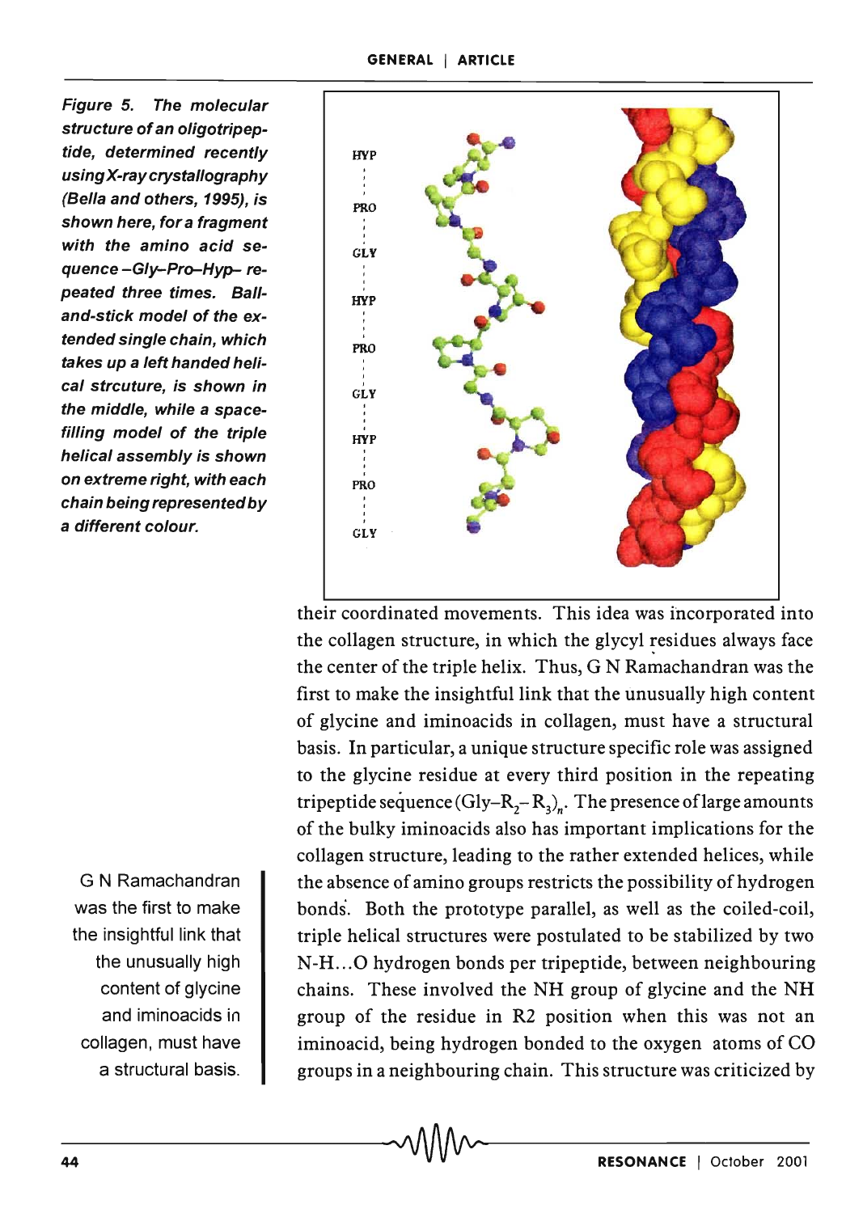*Figure 5. The molecular structure of an oligotripeptide, determined recently using X-ray crystallography (Bella and others, 1995), is shown here, for a fragment with the amino acid sequence –Gly–Pro–Hyp– repeated three times. Ball-and-stick model of the extended single chain, which takes up a left handed helical strcuture, is shown in the middle, while a space-filling model of the triple helical assembly is shown on extreme right, with each chain being represented by a different colour.*

their coordinated movements. This idea was incorporated into the collagen structure, in which the glycyl residues always face the center of the triple helix. Thus, G N Ramachandran was the first to make the insightful link that the unusually high content of glycine and iminoacids in collagen, must have a structural basis. In particular, a unique structure specific role was assigned to the glycine residue at every third position in the repeating tripeptide sequence $(Gly–R_2–R_3)_n$. The presence of large amounts of the bulky iminoacids also has important implications for the collagen structure, leading to the rather extended helices, while the absence of amino groups restricts the possibility of hydrogen bonds. Both the prototype parallel, as well as the coiled-coil, triple helical structures were postulated to be stabilized by two N-H...O hydrogen bonds per tripeptide, between neighbouring chains. These involved the NH group of glycine and the NH group of the residue in R2 position when this was not an iminoacid, being hydrogen bonded to the oxygen atoms of CO groups in a neighbouring chain. This structure was criticized by

G N Ramachandran was the first to make the insightful link that the unusually high content of glycine and iminoacids in collagen, must have a structural basis.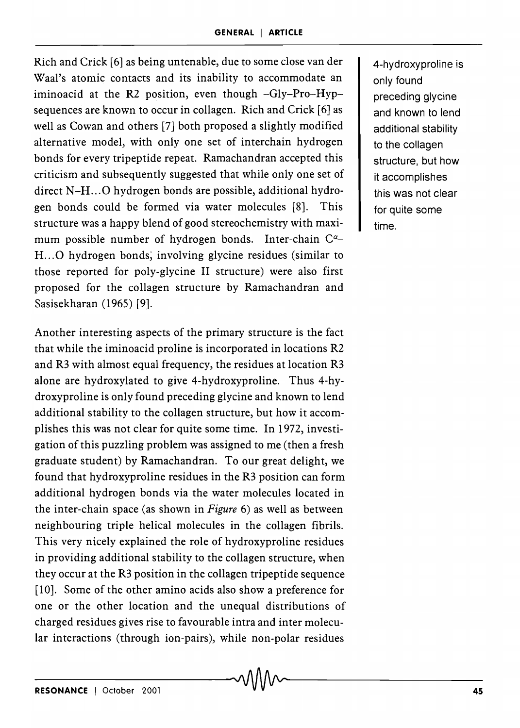Rich and Crick [6] as being untenable, due to some close van der Waal's atomic contacts and its inability to accommodate an iminoacid at the R2 position, even though –Gly–Pro–Hyp– sequences are known to occur in collagen. Rich and Crick [6] as well as Cowan and others [7] both proposed a slightly modified alternative model, with only one set of interchain hydrogen bonds for every tripeptide repeat. Ramachandran accepted this criticism and subsequently suggested that while only one set of direct N–H...O hydrogen bonds are possible, additional hydrogen bonds could be formed via water molecules [8]. This structure was a happy blend of good stereochemistry with maximum possible number of hydrogen bonds. Inter-chain $C^{\alpha}$–H...O hydrogen bonds, involving glycine residues (similar to those reported for poly-glycine II structure) were also first proposed for the collagen structure by Ramachandran and Sasisekharan (1965) [9].

4-hydroxyproline is only found preceding glycine and known to lend additional stability to the collagen structure, but how it accomplishes this was not clear for quite some time.

Another interesting aspects of the primary structure is the fact that while the iminoacid proline is incorporated in locations R2 and R3 with almost equal frequency, the residues at location R3 alone are hydroxylated to give 4-hydroxyproline. Thus 4-hydroxyproline is only found preceding glycine and known to lend additional stability to the collagen structure, but how it accomplishes this was not clear for quite some time. In 1972, investigation of this puzzling problem was assigned to me (then a fresh graduate student) by Ramachandran. To our great delight, we found that hydroxyproline residues in the R3 position can form additional hydrogen bonds via the water molecules located in the inter-chain space (as shown in *Figure* 6) as well as between neighbouring triple helical molecules in the collagen fibrils. This very nicely explained the role of hydroxyproline residues in providing additional stability to the collagen structure, when they occur at the R3 position in the collagen tripeptide sequence [10]. Some of the other amino acids also show a preference for one or the other location and the unequal distributions of charged residues gives rise to favourable intra and inter molecular interactions (through ion-pairs), while non-polar residues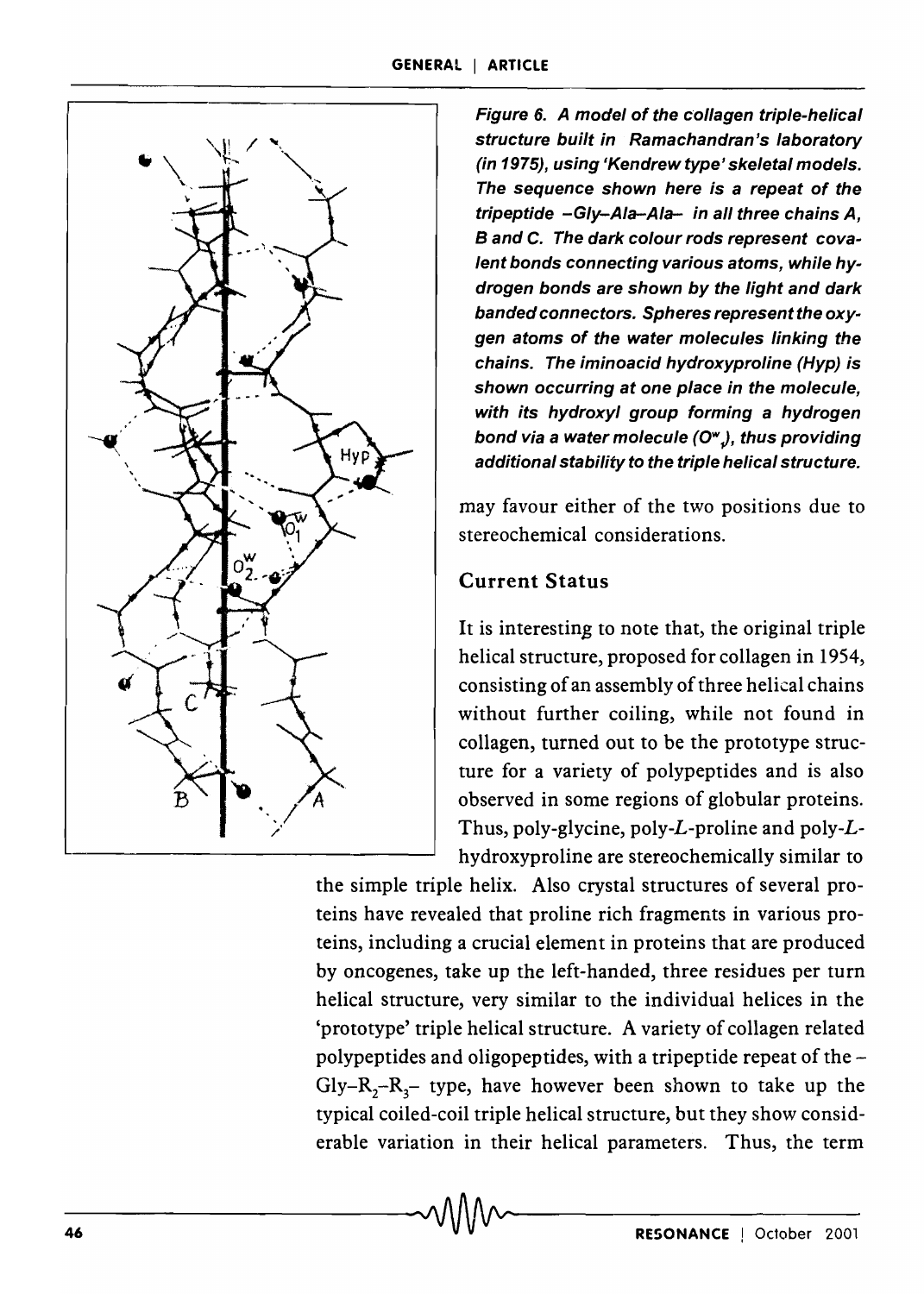**Figure 6. A model of the collagen triple-helical structure built in Ramachandran's laboratory (in 1975), using 'Kendrew type' skeletal models. The sequence shown here is a repeat of the tripeptide –Gly–Ala–Ala– in all three chains A, B and C. The dark colour rods represent covalent bonds connecting various atoms, while hydrogen bonds are shown by the light and dark banded connectors. Spheres represent the oxygen atoms of the water molecules linking the chains. The iminoacid hydroxyproline (Hyp) is shown occurring at one place in the molecule, with its hydroxyl group forming a hydrogen bond via a water molecule ($O^w_1$), thus providing additional stability to the triple helical structure.**

may favour either of the two positions due to stereochemical considerations.

## Current Status

It is interesting to note that, the original triple helical structure, proposed for collagen in 1954, consisting of an assembly of three helical chains without further coiling, while not found in collagen, turned out to be the prototype structure for a variety of polypeptides and is also observed in some regions of globular proteins. Thus, poly-glycine, poly-*L*-proline and poly-*L*-hydroxyproline are stereochemically similar to the simple triple helix. Also crystal structures of several proteins have revealed that proline rich fragments in various proteins, including a crucial element in proteins that are produced by oncogenes, take up the left-handed, three residues per turn helical structure, very similar to the individual helices in the 'prototype' triple helical structure. A variety of collagen related polypeptides and oligopeptides, with a tripeptide repeat of the –Gly–$R_2$–$R_3$– type, have however been shown to take up the typical coiled-coil triple helical structure, but they show considerable variation in their helical parameters. Thus, the term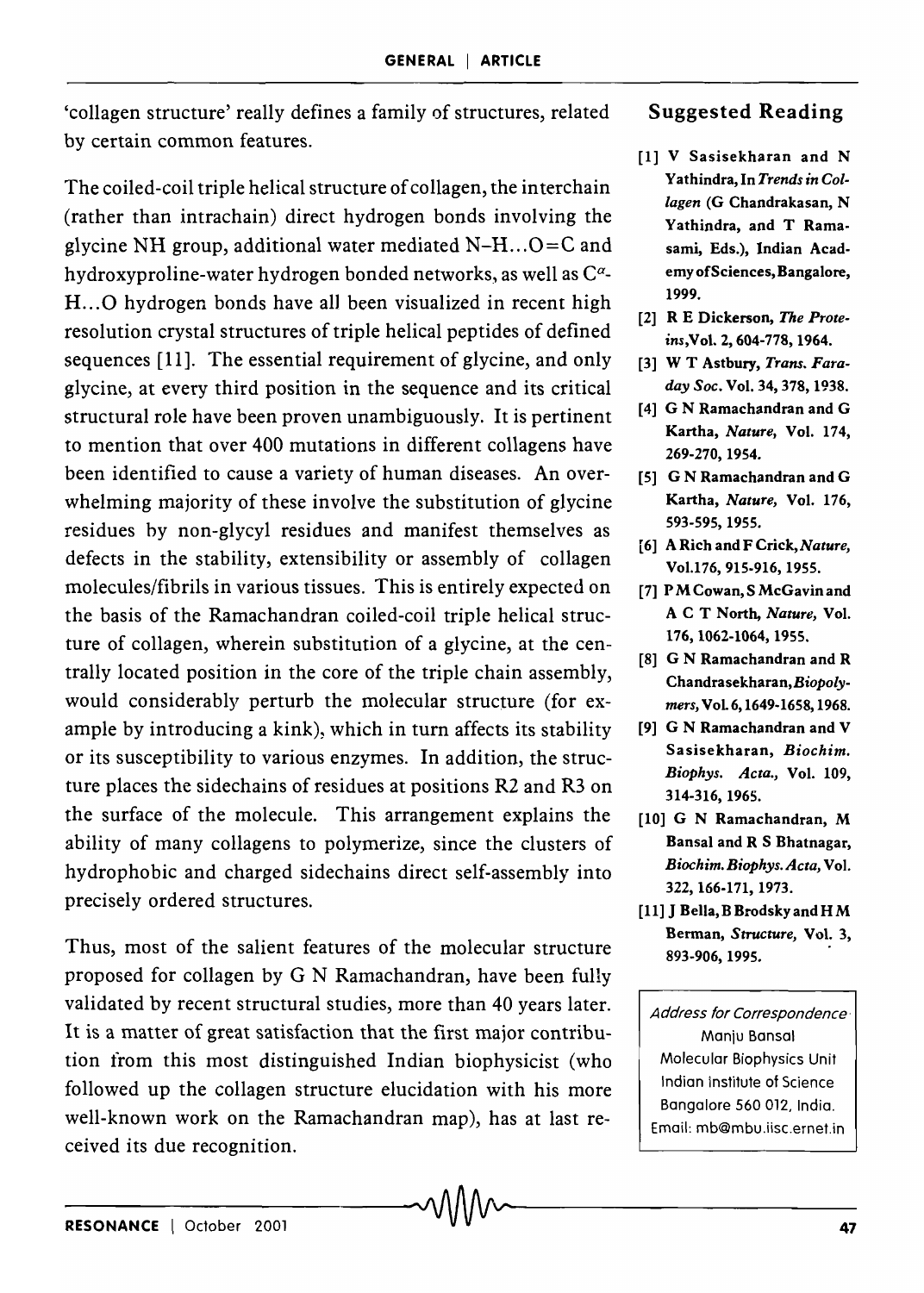'collagen structure' really defines a family of structures, related by certain common features.

The coiled-coil triple helical structure of collagen, the interchain (rather than intrachain) direct hydrogen bonds involving the glycine NH group, additional water mediated N–H...O=C and hydroxyproline-water hydrogen bonded networks, as well as $C^{\alpha}$-H...O hydrogen bonds have all been visualized in recent high resolution crystal structures of triple helical peptides of defined sequences [11]. The essential requirement of glycine, and only glycine, at every third position in the sequence and its critical structural role have been proven unambiguously. It is pertinent to mention that over 400 mutations in different collagens have been identified to cause a variety of human diseases. An overwhelming majority of these involve the substitution of glycine residues by non-glycyl residues and manifest themselves as defects in the stability, extensibility or assembly of collagen molecules/fibrils in various tissues. This is entirely expected on the basis of the Ramachandran coiled-coil triple helical structure of collagen, wherein substitution of a glycine, at the centrally located position in the core of the triple chain assembly, would considerably perturb the molecular structure (for example by introducing a kink), which in turn affects its stability or its susceptibility to various enzymes. In addition, the structure places the sidechains of residues at positions R2 and R3 on the surface of the molecule. This arrangement explains the ability of many collagens to polymerize, since the clusters of hydrophobic and charged sidechains direct self-assembly into precisely ordered structures.

Thus, most of the salient features of the molecular structure proposed for collagen by G N Ramachandran, have been fully validated by recent structural studies, more than 40 years later. It is a matter of great satisfaction that the first major contribution from this most distinguished Indian biophysicist (who followed up the collagen structure elucidation with his more well-known work on the Ramachandran map), has at last received its due recognition.

## Suggested Reading

- [1] V Sasisekharan and N Yathindra, In *Trends in Collagen* (G Chandrakasan, N Yathindra, and T Ramasami, Eds.), Indian Academy of Sciences, Bangalore, 1999.
- [2] R E Dickerson, *The Proteins*, Vol. 2, 604-778, 1964.
- [3] W T Astbury, *Trans. Faraday Soc.* Vol. 34, 378, 1938.
- [4] G N Ramachandran and G Kartha, *Nature*, Vol. 174, 269-270, 1954.
- [5] G N Ramachandran and G Kartha, *Nature*, Vol. 176, 593-595, 1955.
- [6] A Rich and F Crick, *Nature*, Vol.176, 915-916, 1955.
- [7] P M Cowan, S McGavin and A C T North, *Nature*, Vol. 176, 1062-1064, 1955.
- [8] G N Ramachandran and R Chandrasekharan, *Biopolymers*, Vol. 6, 1649-1658, 1968.
- [9] G N Ramachandran and V Sasisekharan, *Biochim. Biophys. Acta.*, Vol. 109, 314-316, 1965.
- [10] G N Ramachandran, M Bansal and R S Bhatnagar, *Biochim. Biophys. Acta*, Vol. 322, 166-171, 1973.
- [11] J Bella, B Brodsky and H M Berman, *Structure*, Vol. 3, 893-906, 1995.

*Address for Correspondence*
Manju Bansal
Molecular Biophysics Unit
Indian Institute of Science
Bangalore 560 012, India.
Email: mb@mbu.iisc.ernet.in